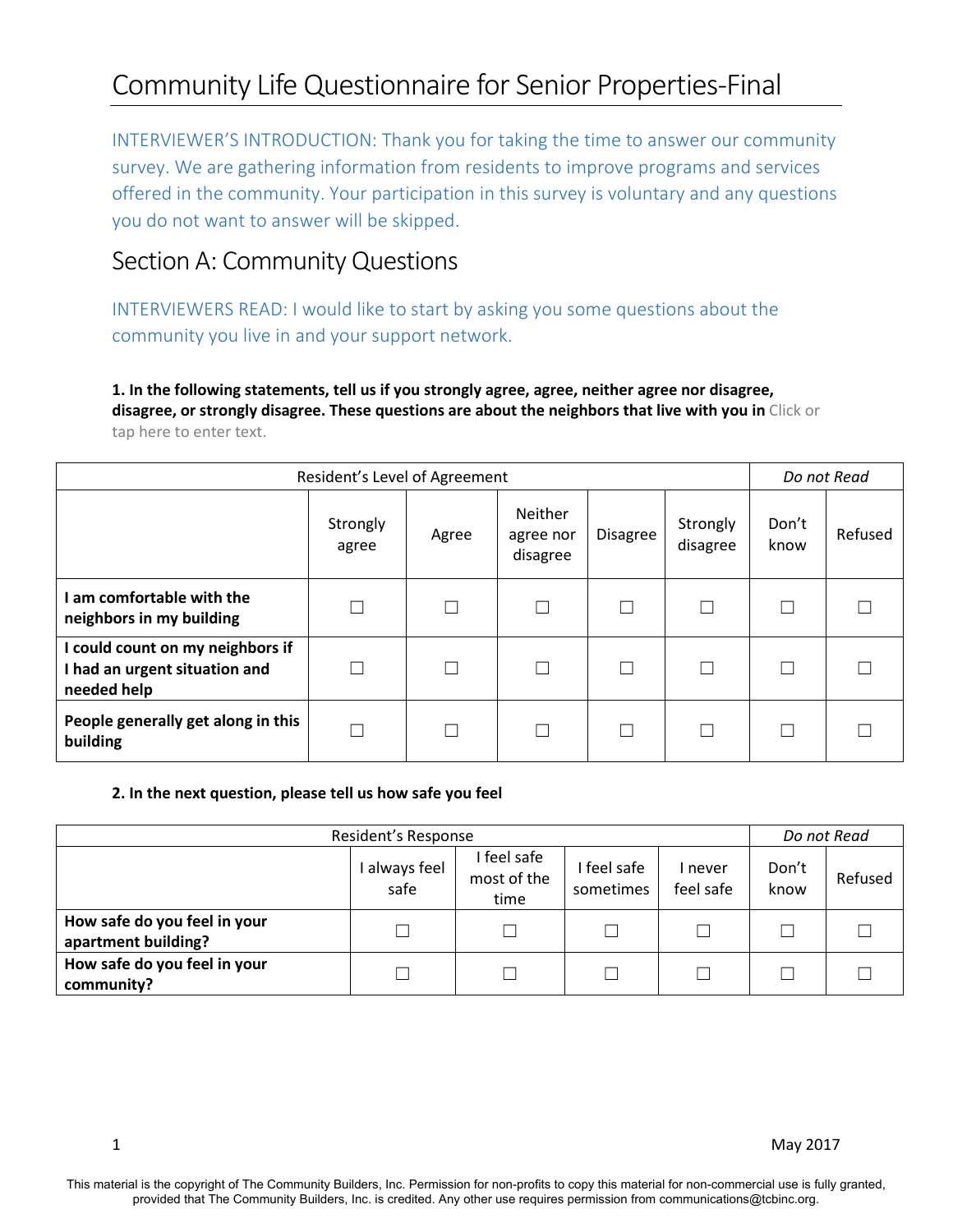# Community Life Questionnaire for Senior Properties-Final

INTERVIEWER'S INTRODUCTION: Thank you for taking the time to answer our community survey. We are gathering information from residents to improve programs and services offered in the community. Your participation in this survey is voluntary and any questions you do not want to answer will be skipped.

## Section A: Community Questions

INTERVIEWERS READ: I would like to start by asking you some questions about the community you live in and your support network.

**1. In the following statements, tell us if you strongly agree, agree, neither agree nor disagree, disagree, or strongly disagree. These questions are about the neighbors that live with you in** Click or tap here to enter text.

| Resident's Level of Agreement | | | | | | *Do not Read* | |
|---|---|---|---|---|---|---|---|
| | Strongly agree | Agree | Neither agree nor disagree | Disagree | Strongly disagree | Don't know | Refused |
| **I am comfortable with the neighbors in my building** | ☐ | ☐ | ☐ | ☐ | ☐ | ☐ | ☐ |
| **I could count on my neighbors if I had an urgent situation and needed help** | ☐ | ☐ | ☐ | ☐ | ☐ | ☐ | ☐ |
| **People generally get along in this building** | ☐ | ☐ | ☐ | ☐ | ☐ | ☐ | ☐ |

**2. In the next question, please tell us how safe you feel**

| Resident's Response | | | | | *Do not Read* | |
|---|---|---|---|---|---|---|
| | I always feel safe | I feel safe most of the time | I feel safe sometimes | I never feel safe | Don't know | Refused |
| **How safe do you feel in your apartment building?** | ☐ | ☐ | ☐ | ☐ | ☐ | ☐ |
| **How safe do you feel in your community?** | ☐ | ☐ | ☐ | ☐ | ☐ | ☐ |

May 2017

This material is the copyright of The Community Builders, Inc. Permission for non-profits to copy this material for non-commercial use is fully granted, provided that The Community Builders, Inc. is credited. Any other use requires permission from communications@tcbinc.org.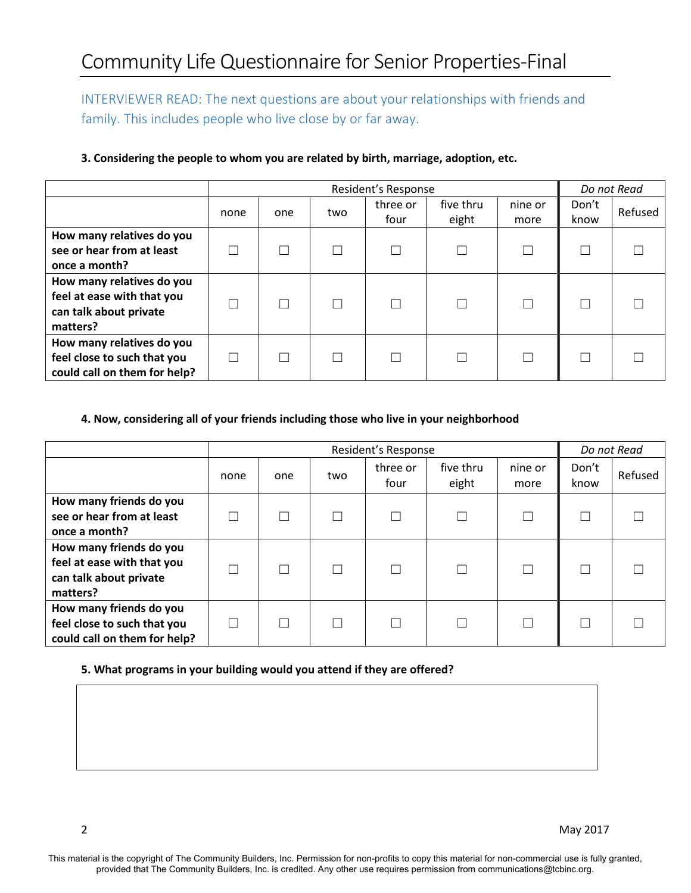# Community Life Questionnaire for Senior Properties-Final

INTERVIEWER READ: The next questions are about your relationships with friends and family. This includes people who live close by or far away.

**3. Considering the people to whom you are related by birth, marriage, adoption, etc.**

| | Resident's Response | | | | | | *Do not Read* | |
|---|---|---|---|---|---|---|---|---|
| | none | one | two | three or four | five thru eight | nine or more | Don't know | Refused |
| **How many relatives do you see or hear from at least once a month?** | ☐ | ☐ | ☐ | ☐ | ☐ | ☐ | ☐ | ☐ |
| **How many relatives do you feel at ease with that you can talk about private matters?** | ☐ | ☐ | ☐ | ☐ | ☐ | ☐ | ☐ | ☐ |
| **How many relatives do you feel close to such that you could call on them for help?** | ☐ | ☐ | ☐ | ☐ | ☐ | ☐ | ☐ | ☐ |

**4. Now, considering all of your friends including those who live in your neighborhood**

| | Resident's Response | | | | | | *Do not Read* | |
|---|---|---|---|---|---|---|---|---|
| | none | one | two | three or four | five thru eight | nine or more | Don't know | Refused |
| **How many friends do you see or hear from at least once a month?** | ☐ | ☐ | ☐ | ☐ | ☐ | ☐ | ☐ | ☐ |
| **How many friends do you feel at ease with that you can talk about private matters?** | ☐ | ☐ | ☐ | ☐ | ☐ | ☐ | ☐ | ☐ |
| **How many friends do you feel close to such that you could call on them for help?** | ☐ | ☐ | ☐ | ☐ | ☐ | ☐ | ☐ | ☐ |

**5. What programs in your building would you attend if they are offered?**

| |
|---|
| |

May 2017

This material is the copyright of The Community Builders, Inc. Permission for non-profits to copy this material for non-commercial use is fully granted, provided that The Community Builders, Inc. is credited. Any other use requires permission from communications@tcbinc.org.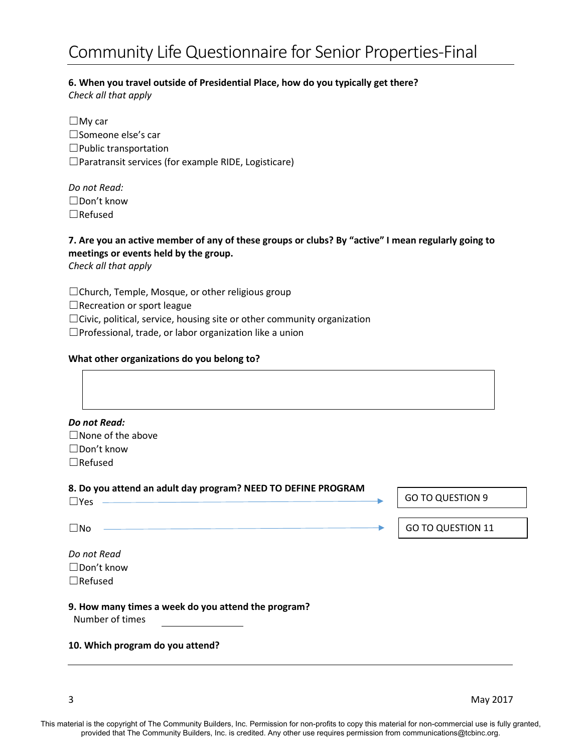**6. When you travel outside of Presidential Place, how do you typically get there?**
*Check all that apply*

☐My car
☐Someone else's car
☐Public transportation
☐Paratransit services (for example RIDE, Logisticare)

*Do not Read:*
☐Don't know
☐Refused

**7. Are you an active member of any of these groups or clubs? By "active" I mean regularly going to meetings or events held by the group.**
*Check all that apply*

☐Church, Temple, Mosque, or other religious group
☐Recreation or sport league
☐Civic, political, service, housing site or other community organization
☐Professional, trade, or labor organization like a union

**What other organizations do you belong to?**

***Do not Read:***
☐None of the above
☐Don't know
☐Refused

**8. Do you attend an adult day program? NEED TO DEFINE PROGRAM**

☐Yes → GO TO QUESTION 9

☐No → GO TO QUESTION 11

*Do not Read*
☐Don't know
☐Refused

**9. How many times a week do you attend the program?**

Number of times ____________

**10. Which program do you attend?**

___________________________________________

May 2017

This material is the copyright of The Community Builders, Inc. Permission for non-profits to copy this material for non-commercial use is fully granted, provided that The Community Builders, Inc. is credited. Any other use requires permission from communications@tcbinc.org.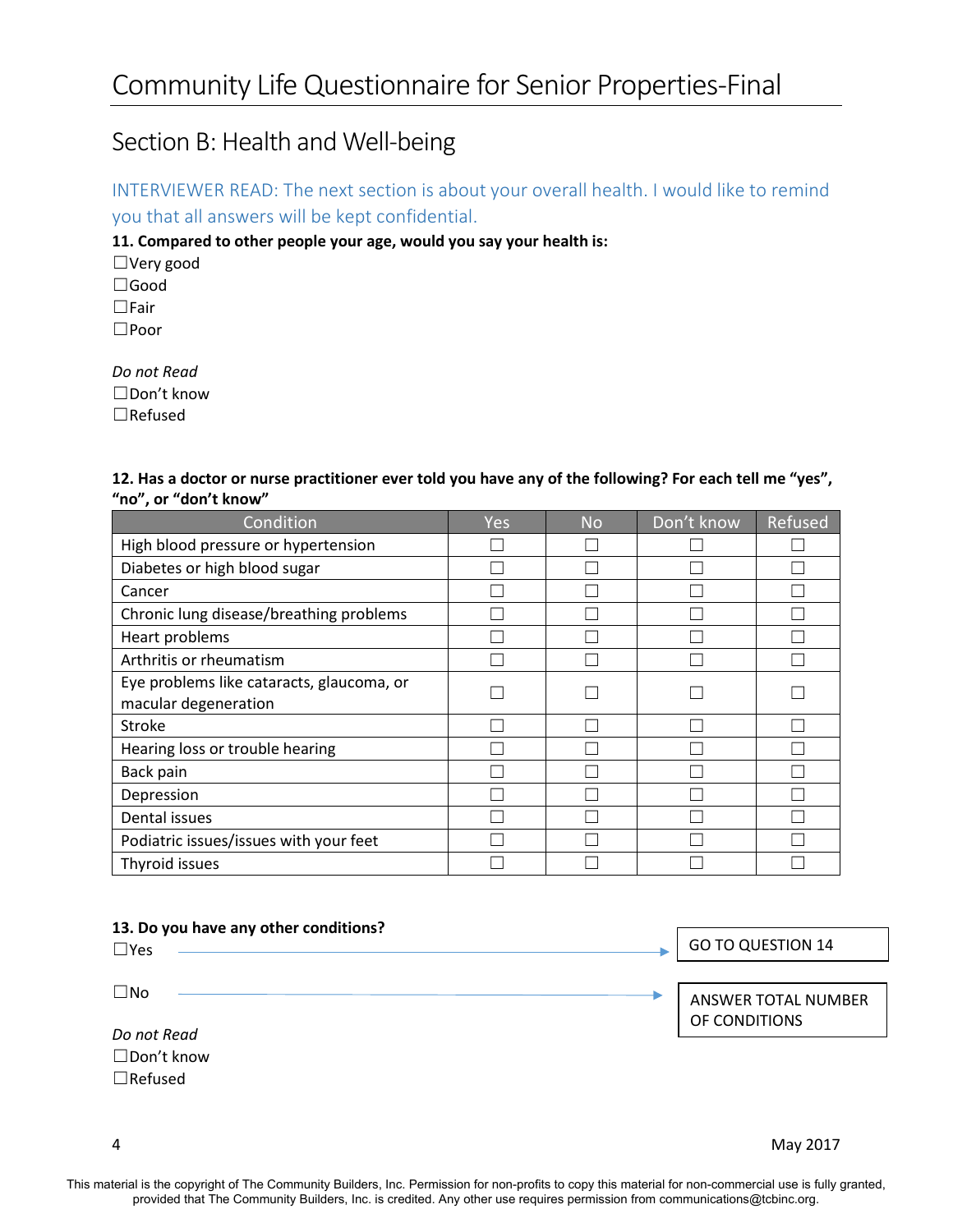# Community Life Questionnaire for Senior Properties-Final

## Section B: Health and Well-being

INTERVIEWER READ: The next section is about your overall health. I would like to remind you that all answers will be kept confidential.

**11. Compared to other people your age, would you say your health is:**

☐Very good
☐Good
☐Fair
☐Poor

*Do not Read*
☐Don't know
☐Refused

**12. Has a doctor or nurse practitioner ever told you have any of the following? For each tell me "yes", "no", or "don't know"**

| Condition | Yes | No | Don't know | Refused |
|---|---|---|---|---|
| High blood pressure or hypertension | ☐ | ☐ | ☐ | ☐ |
| Diabetes or high blood sugar | ☐ | ☐ | ☐ | ☐ |
| Cancer | ☐ | ☐ | ☐ | ☐ |
| Chronic lung disease/breathing problems | ☐ | ☐ | ☐ | ☐ |
| Heart problems | ☐ | ☐ | ☐ | ☐ |
| Arthritis or rheumatism | ☐ | ☐ | ☐ | ☐ |
| Eye problems like cataracts, glaucoma, or macular degeneration | ☐ | ☐ | ☐ | ☐ |
| Stroke | ☐ | ☐ | ☐ | ☐ |
| Hearing loss or trouble hearing | ☐ | ☐ | ☐ | ☐ |
| Back pain | ☐ | ☐ | ☐ | ☐ |
| Depression | ☐ | ☐ | ☐ | ☐ |
| Dental issues | ☐ | ☐ | ☐ | ☐ |
| Podiatric issues/issues with your feet | ☐ | ☐ | ☐ | ☐ |
| Thyroid issues | ☐ | ☐ | ☐ | ☐ |

**13. Do you have any other conditions?**

☐Yes → GO TO QUESTION 14

☐No → ANSWER TOTAL NUMBER OF CONDITIONS

*Do not Read*
☐Don't know
☐Refused

May 2017

This material is the copyright of The Community Builders, Inc. Permission for non-profits to copy this material for non-commercial use is fully granted, provided that The Community Builders, Inc. is credited. Any other use requires permission from communications@tcbinc.org.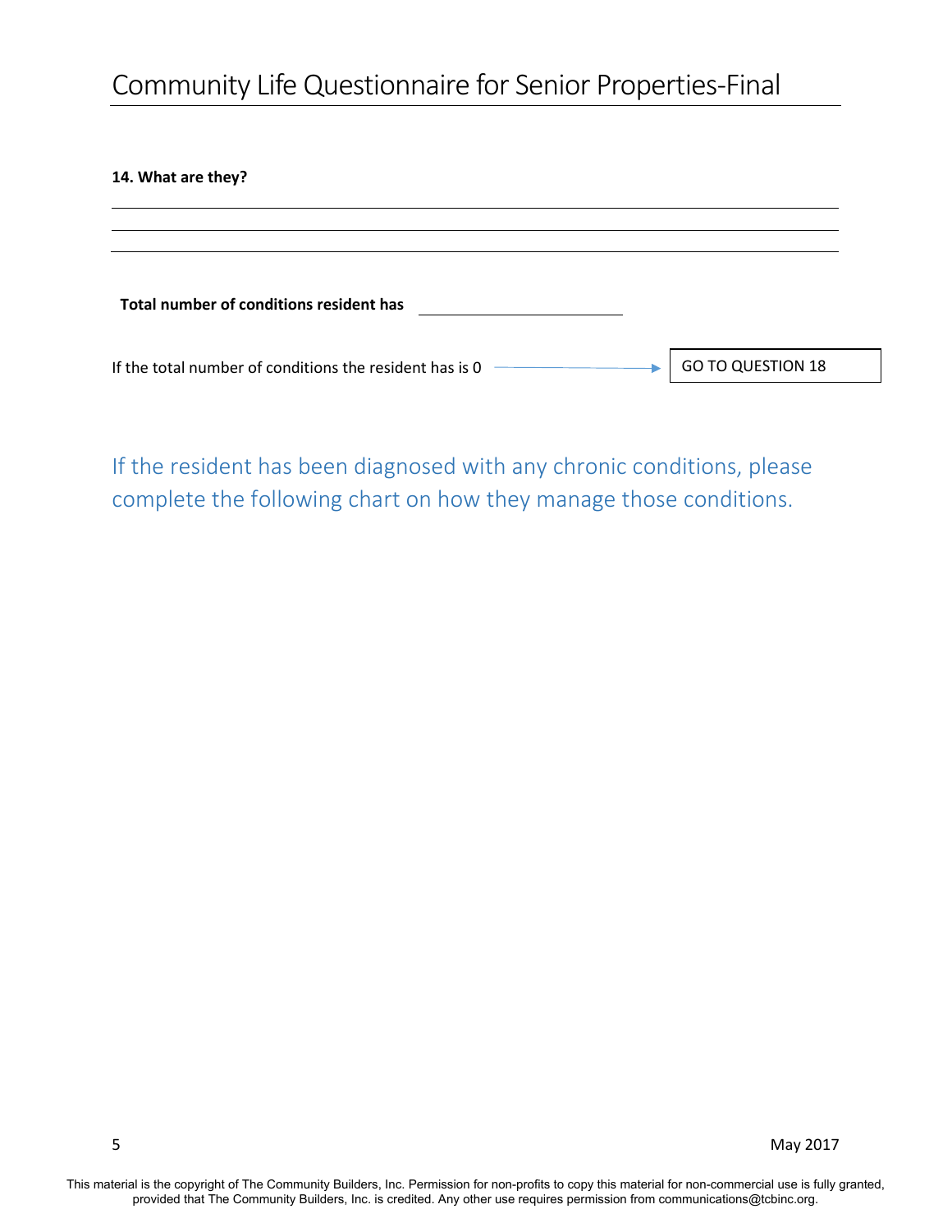**14. What are they?**

\_\_\_\_\_\_\_\_\_\_\_\_\_\_\_\_\_\_\_\_\_\_\_\_\_\_\_\_\_\_\_\_\_\_\_\_\_\_\_\_\_\_\_\_\_\_\_\_\_\_\_\_\_\_\_\_\_\_\_\_\_\_\_\_\_\_\_\_\_\_

\_\_\_\_\_\_\_\_\_\_\_\_\_\_\_\_\_\_\_\_\_\_\_\_\_\_\_\_\_\_\_\_\_\_\_\_\_\_\_\_\_\_\_\_\_\_\_\_\_\_\_\_\_\_\_\_\_\_\_\_\_\_\_\_\_\_\_\_\_\_

\_\_\_\_\_\_\_\_\_\_\_\_\_\_\_\_\_\_\_\_\_\_\_\_\_\_\_\_\_\_\_\_\_\_\_\_\_\_\_\_\_\_\_\_\_\_\_\_\_\_\_\_\_\_\_\_\_\_\_\_\_\_\_\_\_\_\_\_\_\_

**Total number of conditions resident has** \_\_\_\_\_\_\_\_\_\_\_\_\_\_\_\_\_\_\_\_

If the total number of conditions the resident has is 0 → GO TO QUESTION 18

If the resident has been diagnosed with any chronic conditions, please complete the following chart on how they manage those conditions.

This material is the copyright of The Community Builders, Inc. Permission for non-profits to copy this material for non-commercial use is fully granted, provided that The Community Builders, Inc. is credited. Any other use requires permission from communications@tcbinc.org.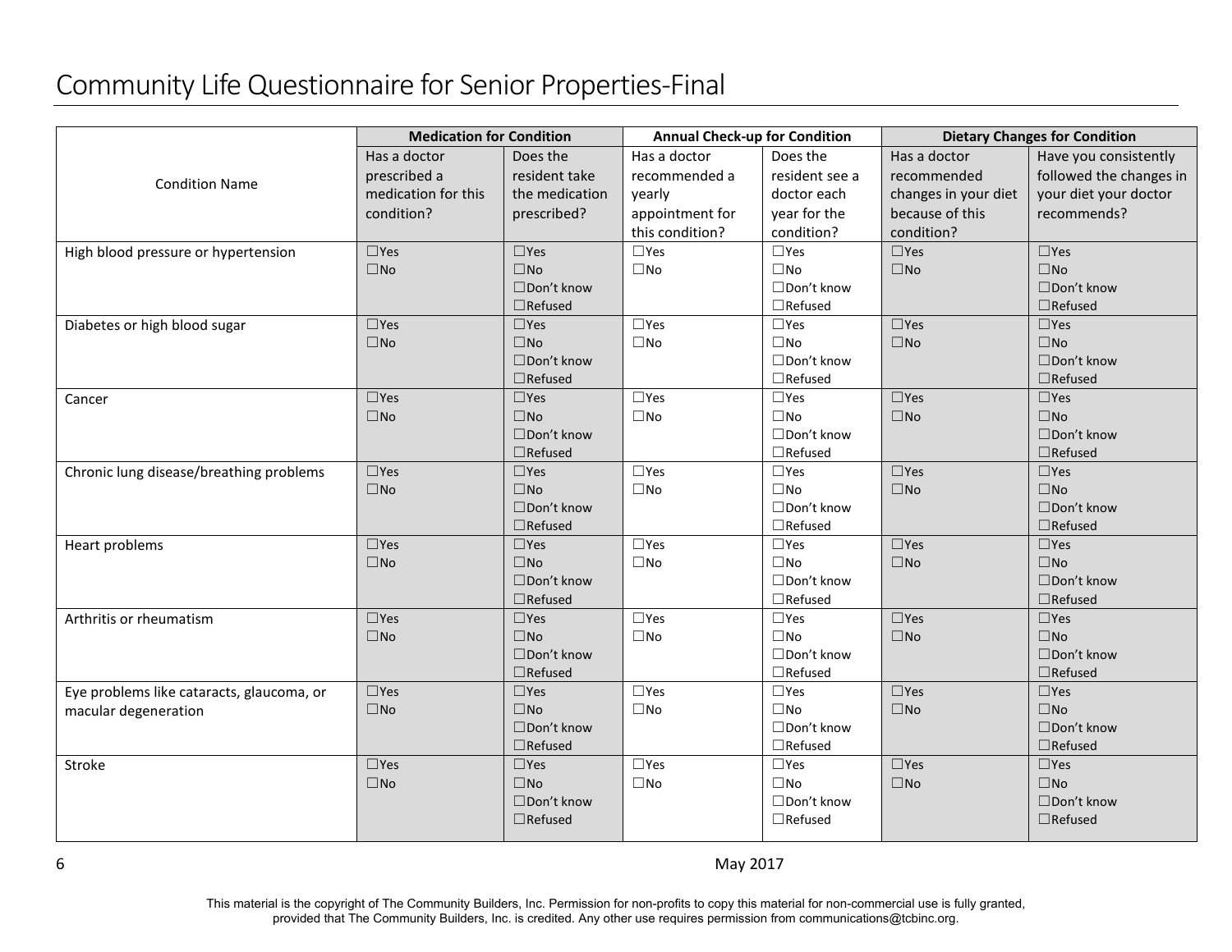# Community Life Questionnaire for Senior Properties-Final

| Condition Name | Medication for Condition | | Annual Check-up for Condition | | Dietary Changes for Condition | |
|---|---|---|---|---|---|---|
| | Has a doctor prescribed a medication for this condition? | Does the resident take the medication prescribed? | Has a doctor recommended a yearly appointment for this condition? | Does the resident see a doctor each year for the condition? | Has a doctor recommended changes in your diet because of this condition? | Have you consistently followed the changes in your diet your doctor recommends? |
| High blood pressure or hypertension | ☐Yes ☐No | ☐Yes ☐No ☐Don't know ☐Refused | ☐Yes ☐No | ☐Yes ☐No ☐Don't know ☐Refused | ☐Yes ☐No | ☐Yes ☐No ☐Don't know ☐Refused |
| Diabetes or high blood sugar | ☐Yes ☐No | ☐Yes ☐No ☐Don't know ☐Refused | ☐Yes ☐No | ☐Yes ☐No ☐Don't know ☐Refused | ☐Yes ☐No | ☐Yes ☐No ☐Don't know ☐Refused |
| Cancer | ☐Yes ☐No | ☐Yes ☐No ☐Don't know ☐Refused | ☐Yes ☐No | ☐Yes ☐No ☐Don't know ☐Refused | ☐Yes ☐No | ☐Yes ☐No ☐Don't know ☐Refused |
| Chronic lung disease/breathing problems | ☐Yes ☐No | ☐Yes ☐No ☐Don't know ☐Refused | ☐Yes ☐No | ☐Yes ☐No ☐Don't know ☐Refused | ☐Yes ☐No | ☐Yes ☐No ☐Don't know ☐Refused |
| Heart problems | ☐Yes ☐No | ☐Yes ☐No ☐Don't know ☐Refused | ☐Yes ☐No | ☐Yes ☐No ☐Don't know ☐Refused | ☐Yes ☐No | ☐Yes ☐No ☐Don't know ☐Refused |
| Arthritis or rheumatism | ☐Yes ☐No | ☐Yes ☐No ☐Don't know ☐Refused | ☐Yes ☐No | ☐Yes ☐No ☐Don't know ☐Refused | ☐Yes ☐No | ☐Yes ☐No ☐Don't know ☐Refused |
| Eye problems like cataracts, glaucoma, or macular degeneration | ☐Yes ☐No | ☐Yes ☐No ☐Don't know ☐Refused | ☐Yes ☐No | ☐Yes ☐No ☐Don't know ☐Refused | ☐Yes ☐No | ☐Yes ☐No ☐Don't know ☐Refused |
| Stroke | ☐Yes ☐No | ☐Yes ☐No ☐Don't know ☐Refused | ☐Yes ☐No | ☐Yes ☐No ☐Don't know ☐Refused | ☐Yes ☐No | ☐Yes ☐No ☐Don't know ☐Refused |

May 2017

This material is the copyright of The Community Builders, Inc. Permission for non-profits to copy this material for non-commercial use is fully granted, provided that The Community Builders, Inc. is credited. Any other use requires permission from communications@tcbinc.org.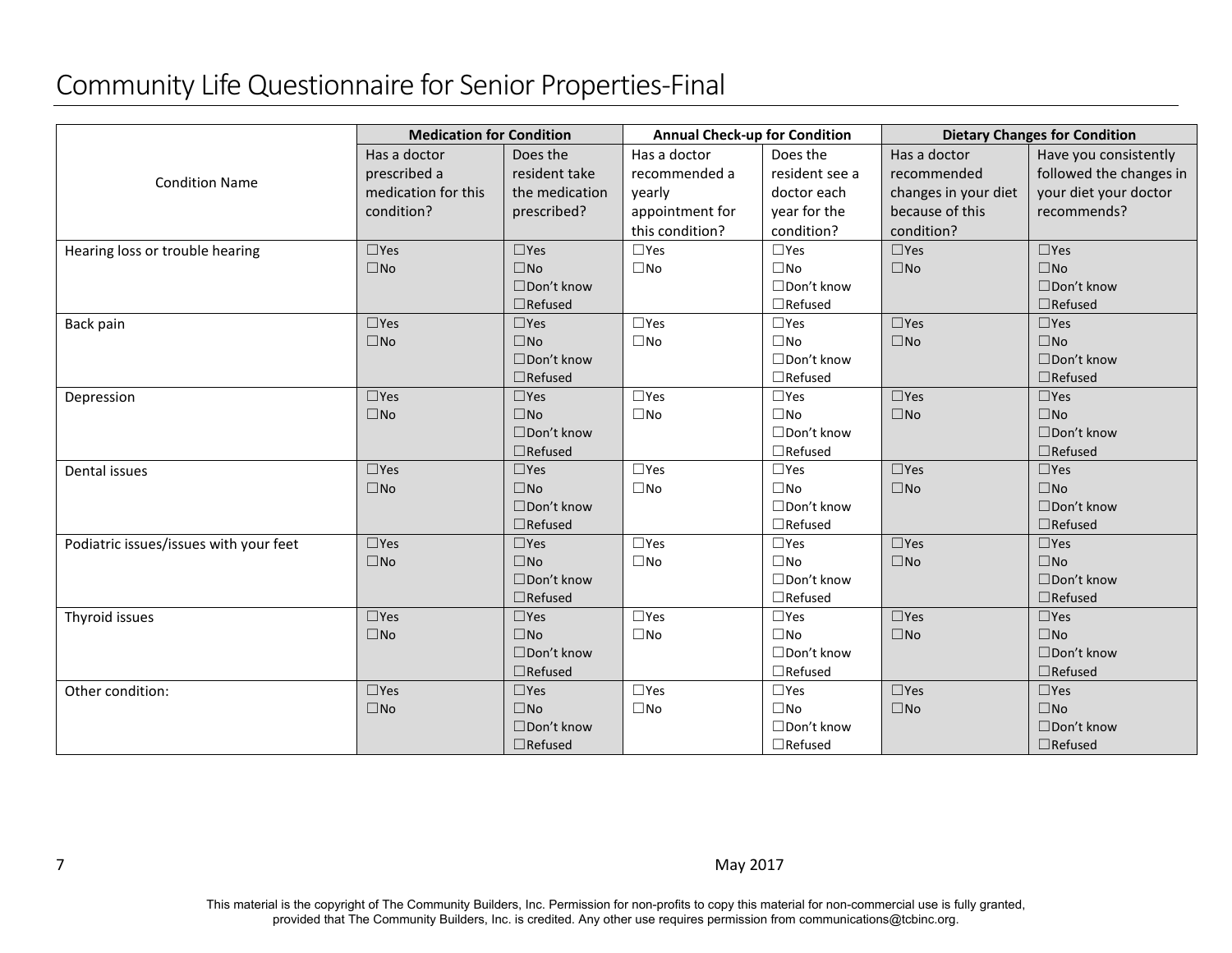# Community Life Questionnaire for Senior Properties-Final

| Condition Name | Medication for Condition | | Annual Check-up for Condition | | Dietary Changes for Condition | |
|---|---|---|---|---|---|---|
| | Has a doctor prescribed a medication for this condition? | Does the resident take the medication prescribed? | Has a doctor recommended a yearly appointment for this condition? | Does the resident see a doctor each year for the condition? | Has a doctor recommended changes in your diet because of this condition? | Have you consistently followed the changes in your diet your doctor recommends? |
| Hearing loss or trouble hearing | ☐Yes ☐No | ☐Yes ☐No ☐Don't know ☐Refused | ☐Yes ☐No | ☐Yes ☐No ☐Don't know ☐Refused | ☐Yes ☐No | ☐Yes ☐No ☐Don't know ☐Refused |
| Back pain | ☐Yes ☐No | ☐Yes ☐No ☐Don't know ☐Refused | ☐Yes ☐No | ☐Yes ☐No ☐Don't know ☐Refused | ☐Yes ☐No | ☐Yes ☐No ☐Don't know ☐Refused |
| Depression | ☐Yes ☐No | ☐Yes ☐No ☐Don't know ☐Refused | ☐Yes ☐No | ☐Yes ☐No ☐Don't know ☐Refused | ☐Yes ☐No | ☐Yes ☐No ☐Don't know ☐Refused |
| Dental issues | ☐Yes ☐No | ☐Yes ☐No ☐Don't know ☐Refused | ☐Yes ☐No | ☐Yes ☐No ☐Don't know ☐Refused | ☐Yes ☐No | ☐Yes ☐No ☐Don't know ☐Refused |
| Podiatric issues/issues with your feet | ☐Yes ☐No | ☐Yes ☐No ☐Don't know ☐Refused | ☐Yes ☐No | ☐Yes ☐No ☐Don't know ☐Refused | ☐Yes ☐No | ☐Yes ☐No ☐Don't know ☐Refused |
| Thyroid issues | ☐Yes ☐No | ☐Yes ☐No ☐Don't know ☐Refused | ☐Yes ☐No | ☐Yes ☐No ☐Don't know ☐Refused | ☐Yes ☐No | ☐Yes ☐No ☐Don't know ☐Refused |
| Other condition: | ☐Yes ☐No | ☐Yes ☐No ☐Don't know ☐Refused | ☐Yes ☐No | ☐Yes ☐No ☐Don't know ☐Refused | ☐Yes ☐No | ☐Yes ☐No ☐Don't know ☐Refused |

May 2017

This material is the copyright of The Community Builders, Inc. Permission for non-profits to copy this material for non-commercial use is fully granted, provided that The Community Builders, Inc. is credited. Any other use requires permission from communications@tcbinc.org.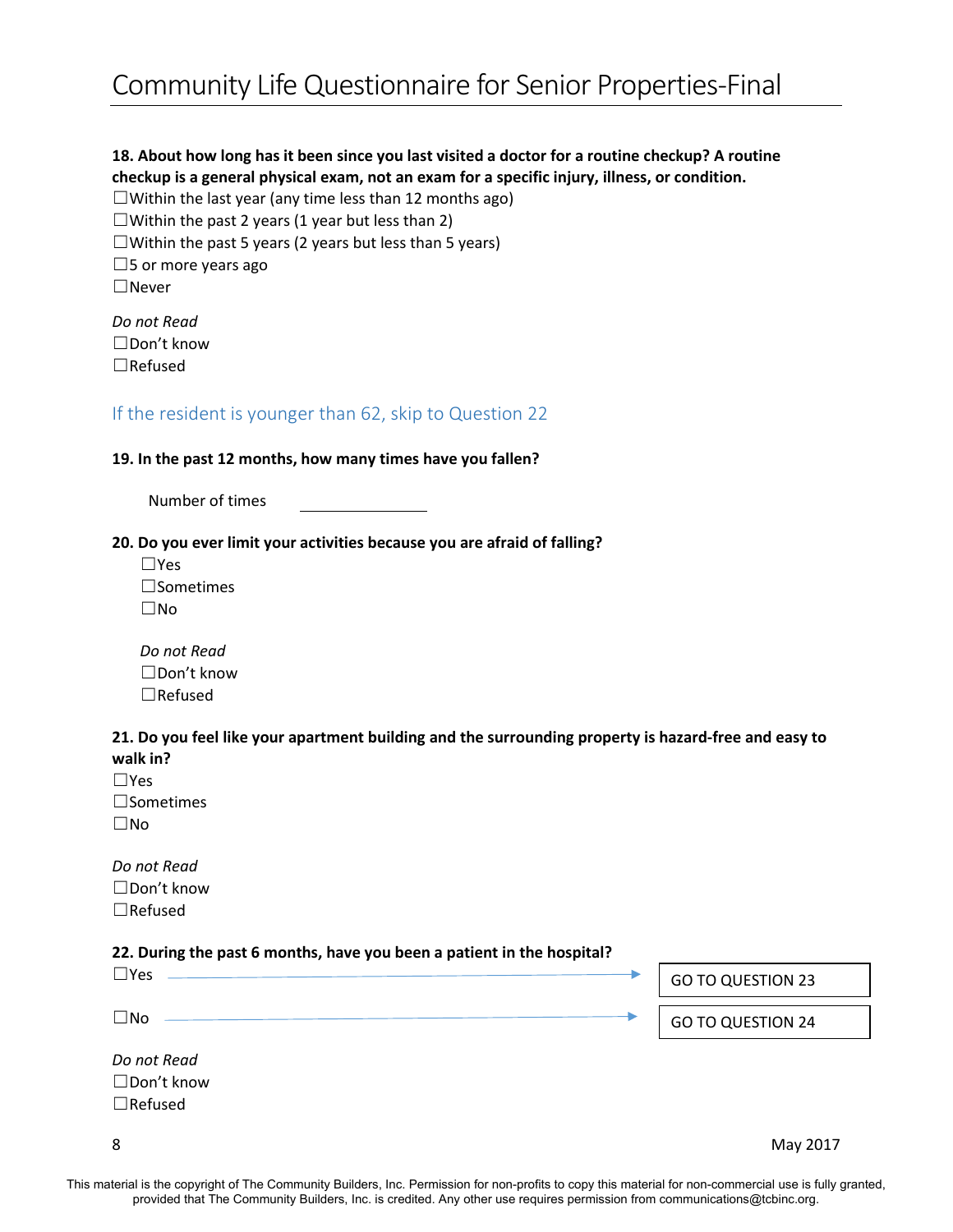**18. About how long has it been since you last visited a doctor for a routine checkup? A routine checkup is a general physical exam, not an exam for a specific injury, illness, or condition.**

☐Within the last year (any time less than 12 months ago)
☐Within the past 2 years (1 year but less than 2)
☐Within the past 5 years (2 years but less than 5 years)
☐5 or more years ago
☐Never

*Do not Read*
☐Don't know
☐Refused

If the resident is younger than 62, skip to Question 22

**19. In the past 12 months, how many times have you fallen?**

Number of times \_\_\_\_\_\_\_\_\_\_\_\_

**20. Do you ever limit your activities because you are afraid of falling?**

☐Yes
☐Sometimes
☐No

*Do not Read*
☐Don't know
☐Refused

**21. Do you feel like your apartment building and the surrounding property is hazard-free and easy to walk in?**

☐Yes
☐Sometimes
☐No

*Do not Read*
☐Don't know
☐Refused

**22. During the past 6 months, have you been a patient in the hospital?**

☐Yes → GO TO QUESTION 23

☐No → GO TO QUESTION 24

*Do not Read*
☐Don't know
☐Refused

This material is the copyright of The Community Builders, Inc. Permission for non-profits to copy this material for non-commercial use is fully granted, provided that The Community Builders, Inc. is credited. Any other use requires permission from communications@tcbinc.org.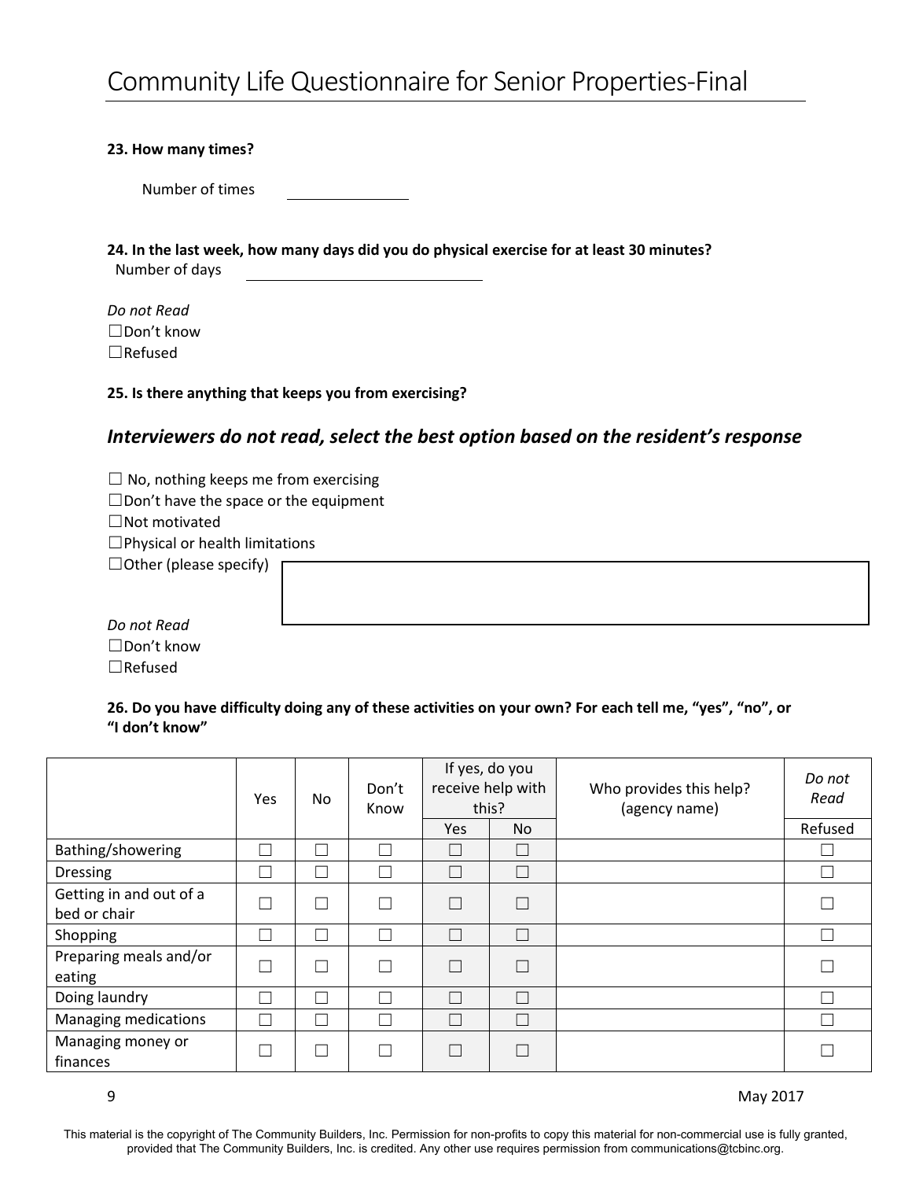**23. How many times?**

Number of times \_\_\_\_\_\_\_\_\_\_\_\_\_\_

**24. In the last week, how many days did you do physical exercise for at least 30 minutes?**

Number of days \_\_\_\_\_\_\_\_\_\_\_\_\_\_\_\_\_\_\_\_\_\_\_\_\_\_\_\_

*Do not Read*

☐Don't know
☐Refused

**25. Is there anything that keeps you from exercising?**

## *Interviewers do not read, select the best option based on the resident's response*

☐ No, nothing keeps me from exercising
☐Don't have the space or the equipment
☐Not motivated
☐Physical or health limitations
☐Other (please specify)

*Do not Read*

☐Don't know
☐Refused

**26. Do you have difficulty doing any of these activities on your own? For each tell me, "yes", "no", or "I don't know"**

| | Yes | No | Don't Know | If yes, do you receive help with this? | | Who provides this help? (agency name) | *Do not Read* |
|---|---|---|---|---|---|---|---|
| | | | | Yes | No | | Refused |
| Bathing/showering | ☐ | ☐ | ☐ | ☐ | ☐ | | ☐ |
| Dressing | ☐ | ☐ | ☐ | ☐ | ☐ | | ☐ |
| Getting in and out of a bed or chair | ☐ | ☐ | ☐ | ☐ | ☐ | | ☐ |
| Shopping | ☐ | ☐ | ☐ | ☐ | ☐ | | ☐ |
| Preparing meals and/or eating | ☐ | ☐ | ☐ | ☐ | ☐ | | ☐ |
| Doing laundry | ☐ | ☐ | ☐ | ☐ | ☐ | | ☐ |
| Managing medications | ☐ | ☐ | ☐ | ☐ | ☐ | | ☐ |
| Managing money or finances | ☐ | ☐ | ☐ | ☐ | ☐ | | ☐ |

This material is the copyright of The Community Builders, Inc. Permission for non-profits to copy this material for non-commercial use is fully granted, provided that The Community Builders, Inc. is credited. Any other use requires permission from communications@tcbinc.org.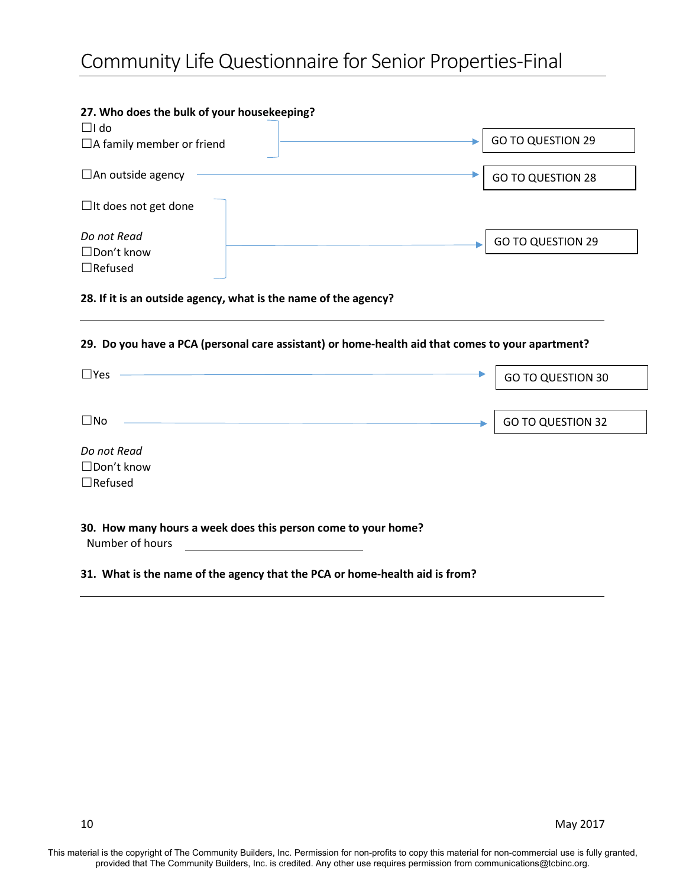**27. Who does the bulk of your housekeeping?**

☐I do
☐A family member or friend → GO TO QUESTION 29

☐An outside agency → GO TO QUESTION 28

☐It does not get done

*Do not Read*
☐Don't know
☐Refused
→ GO TO QUESTION 29

**28. If it is an outside agency, what is the name of the agency?**

______________________________________________

**29. Do you have a PCA (personal care assistant) or home-health aid that comes to your apartment?**

☐Yes → GO TO QUESTION 30

☐No → GO TO QUESTION 32

*Do not Read*
☐Don't know
☐Refused

**30. How many hours a week does this person come to your home?**

Number of hours ____________________

**31. What is the name of the agency that the PCA or home-health aid is from?**

______________________________________________

This material is the copyright of The Community Builders, Inc. Permission for non-profits to copy this material for non-commercial use is fully granted, provided that The Community Builders, Inc. is credited. Any other use requires permission from communications@tcbinc.org.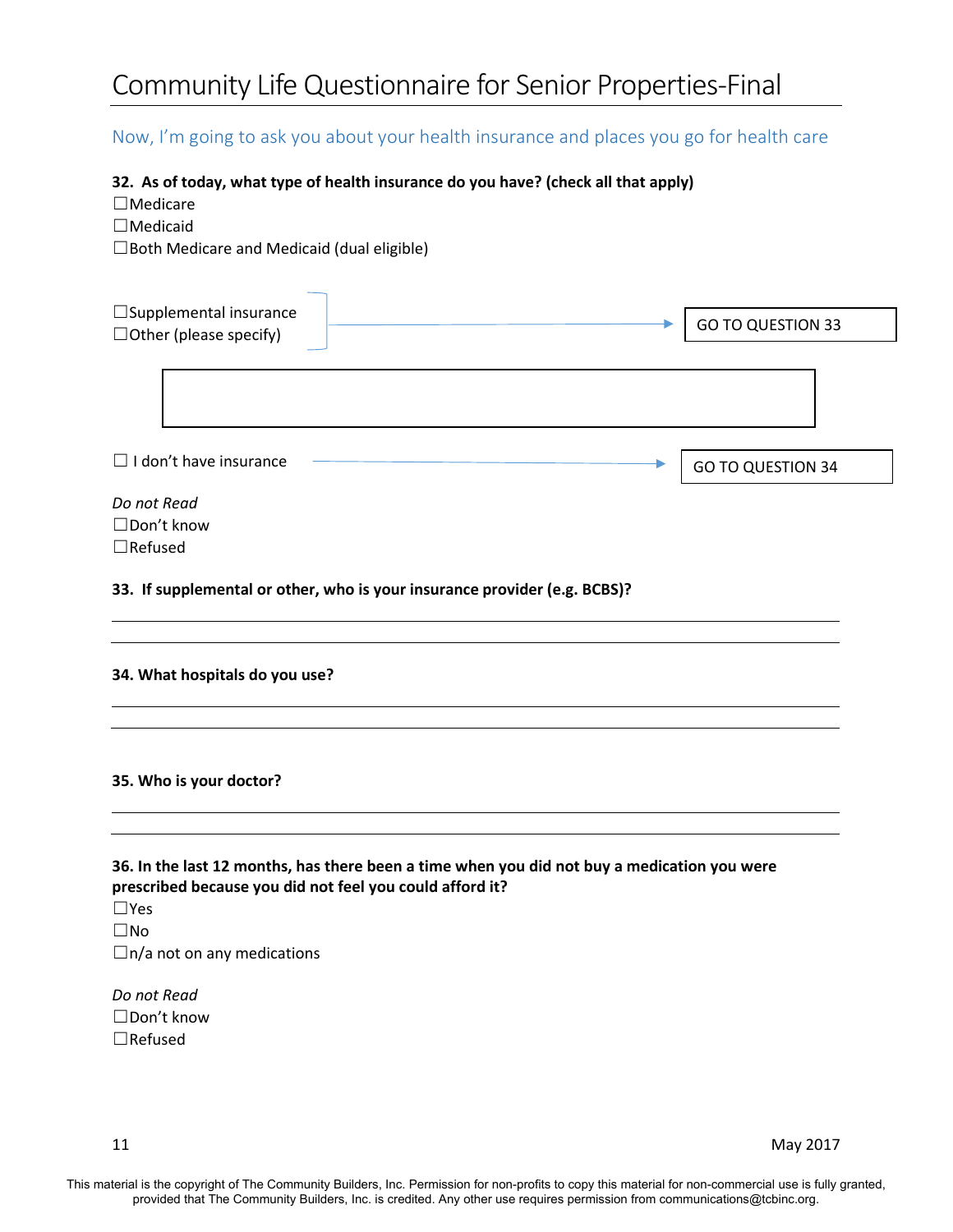Now, I'm going to ask you about your health insurance and places you go for health care

**32. As of today, what type of health insurance do you have? (check all that apply)**

☐Medicare
☐Medicaid
☐Both Medicare and Medicaid (dual eligible)

☐Supplemental insurance
☐Other (please specify) → GO TO QUESTION 33

☐ I don't have insurance → GO TO QUESTION 34

*Do not Read*
☐Don't know
☐Refused

**33. If supplemental or other, who is your insurance provider (e.g. BCBS)?**

**34. What hospitals do you use?**

**35. Who is your doctor?**

**36. In the last 12 months, has there been a time when you did not buy a medication you were prescribed because you did not feel you could afford it?**

☐Yes
☐No
☐n/a not on any medications

*Do not Read*
☐Don't know
☐Refused

May 2017

This material is the copyright of The Community Builders, Inc. Permission for non-profits to copy this material for non-commercial use is fully granted, provided that The Community Builders, Inc. is credited. Any other use requires permission from communications@tcbinc.org.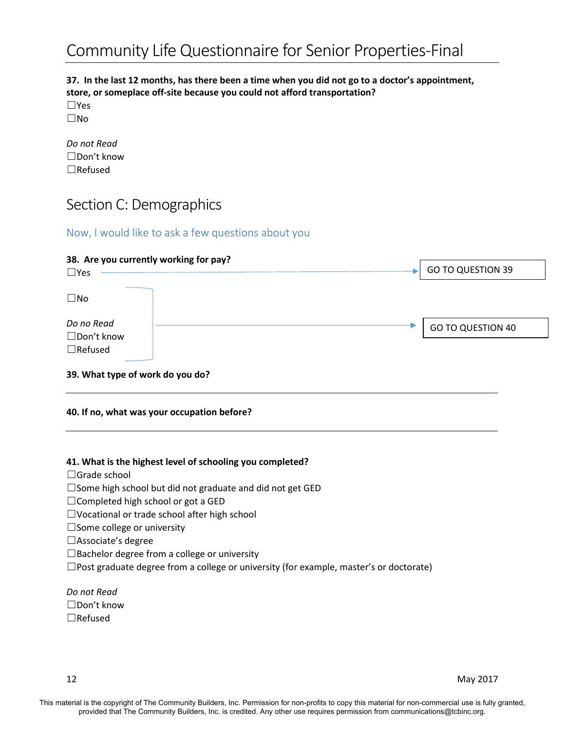**37. In the last 12 months, has there been a time when you did not go to a doctor's appointment, store, or someplace off-site because you could not afford transportation?**

☐Yes
☐No

*Do not Read*
☐Don't know
☐Refused

## Section C: Demographics

### Now, I would like to ask a few questions about you

**38. Are you currently working for pay?**

☐Yes → GO TO QUESTION 39

☐No

*Do no Read*
☐Don't know
☐Refused

(No / Don't know / Refused) → GO TO QUESTION 40

**39. What type of work do you do?**

______________________________________________

**40. If no, what was your occupation before?**

______________________________________________

**41. What is the highest level of schooling you completed?**

☐Grade school
☐Some high school but did not graduate and did not get GED
☐Completed high school or got a GED
☐Vocational or trade school after high school
☐Some college or university
☐Associate's degree
☐Bachelor degree from a college or university
☐Post graduate degree from a college or university (for example, master's or doctorate)

*Do not Read*
☐Don't know
☐Refused

This material is the copyright of The Community Builders, Inc. Permission for non-profits to copy this material for non-commercial use is fully granted, provided that The Community Builders, Inc. is credited. Any other use requires permission from communications@tcbinc.org.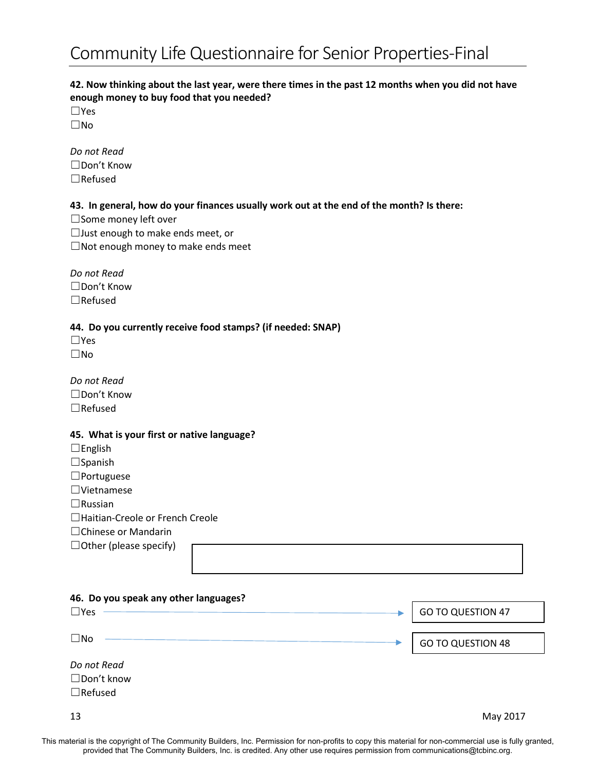**42. Now thinking about the last year, were there times in the past 12 months when you did not have enough money to buy food that you needed?**

☐Yes
☐No

*Do not Read*
☐Don't Know
☐Refused

**43. In general, how do your finances usually work out at the end of the month? Is there:**

☐Some money left over
☐Just enough to make ends meet, or
☐Not enough money to make ends meet

*Do not Read*
☐Don't Know
☐Refused

**44. Do you currently receive food stamps? (if needed: SNAP)**

☐Yes
☐No

*Do not Read*
☐Don't Know
☐Refused

**45. What is your first or native language?**

☐English
☐Spanish
☐Portuguese
☐Vietnamese
☐Russian
☐Haitian-Creole or French Creole
☐Chinese or Mandarin
☐Other (please specify) ____________________

**46. Do you speak any other languages?**

☐Yes → GO TO QUESTION 47

☐No → GO TO QUESTION 48

*Do not Read*
☐Don't know
☐Refused

This material is the copyright of The Community Builders, Inc. Permission for non-profits to copy this material for non-commercial use is fully granted, provided that The Community Builders, Inc. is credited. Any other use requires permission from communications@tcbinc.org.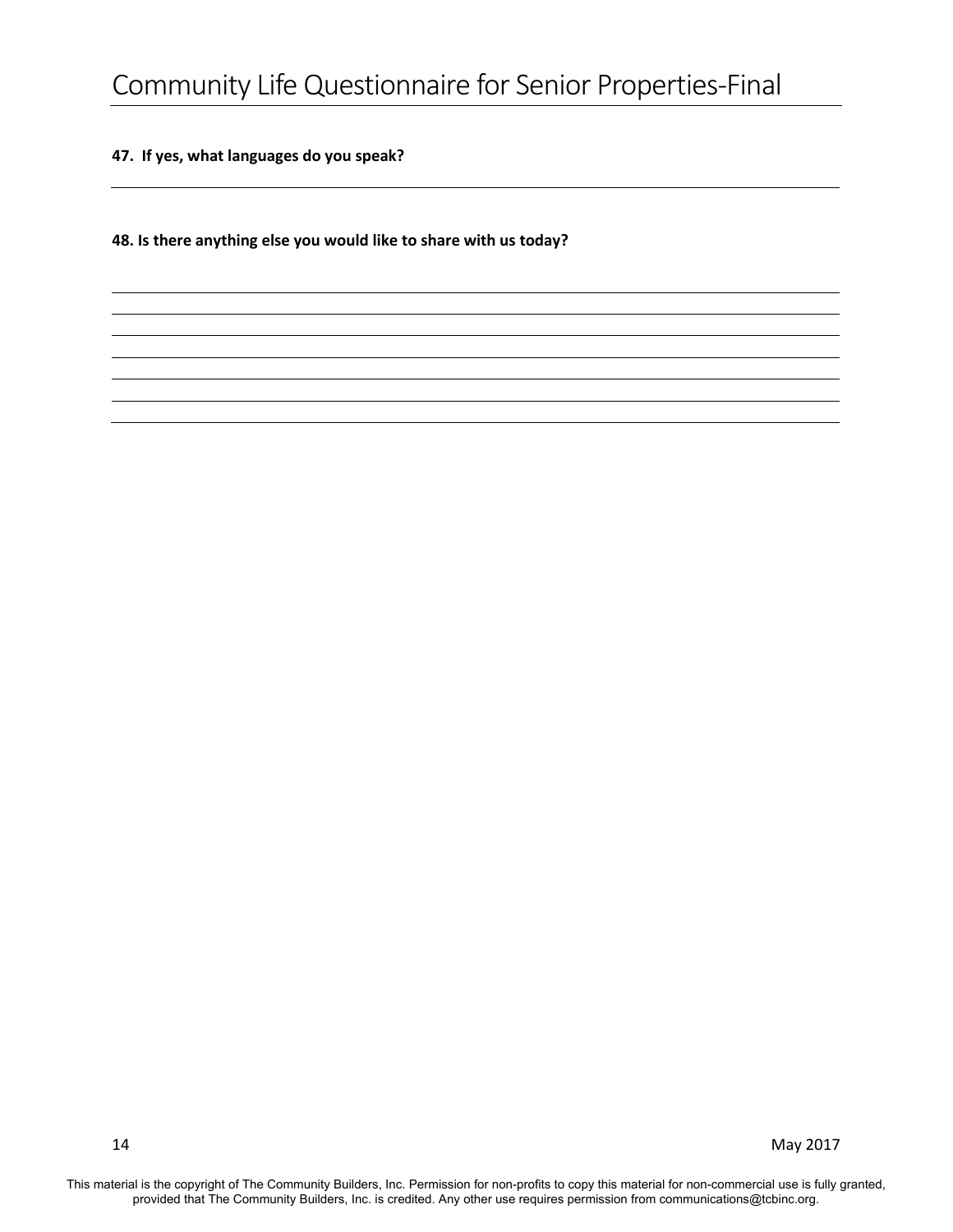**47. If yes, what languages do you speak?**

\_\_\_\_\_\_\_\_\_\_\_\_\_\_\_\_\_\_\_\_\_\_\_\_\_\_\_\_\_\_\_\_\_\_\_\_\_\_\_\_\_\_\_\_\_\_\_\_\_\_\_\_\_\_\_\_\_\_\_\_\_\_\_\_\_\_\_\_\_\_

**48. Is there anything else you would like to share with us today?**

\_\_\_\_\_\_\_\_\_\_\_\_\_\_\_\_\_\_\_\_\_\_\_\_\_\_\_\_\_\_\_\_\_\_\_\_\_\_\_\_\_\_\_\_\_\_\_\_\_\_\_\_\_\_\_\_\_\_\_\_\_\_\_\_\_\_\_\_\_\_

\_\_\_\_\_\_\_\_\_\_\_\_\_\_\_\_\_\_\_\_\_\_\_\_\_\_\_\_\_\_\_\_\_\_\_\_\_\_\_\_\_\_\_\_\_\_\_\_\_\_\_\_\_\_\_\_\_\_\_\_\_\_\_\_\_\_\_\_\_\_

\_\_\_\_\_\_\_\_\_\_\_\_\_\_\_\_\_\_\_\_\_\_\_\_\_\_\_\_\_\_\_\_\_\_\_\_\_\_\_\_\_\_\_\_\_\_\_\_\_\_\_\_\_\_\_\_\_\_\_\_\_\_\_\_\_\_\_\_\_\_

\_\_\_\_\_\_\_\_\_\_\_\_\_\_\_\_\_\_\_\_\_\_\_\_\_\_\_\_\_\_\_\_\_\_\_\_\_\_\_\_\_\_\_\_\_\_\_\_\_\_\_\_\_\_\_\_\_\_\_\_\_\_\_\_\_\_\_\_\_\_

\_\_\_\_\_\_\_\_\_\_\_\_\_\_\_\_\_\_\_\_\_\_\_\_\_\_\_\_\_\_\_\_\_\_\_\_\_\_\_\_\_\_\_\_\_\_\_\_\_\_\_\_\_\_\_\_\_\_\_\_\_\_\_\_\_\_\_\_\_\_

\_\_\_\_\_\_\_\_\_\_\_\_\_\_\_\_\_\_\_\_\_\_\_\_\_\_\_\_\_\_\_\_\_\_\_\_\_\_\_\_\_\_\_\_\_\_\_\_\_\_\_\_\_\_\_\_\_\_\_\_\_\_\_\_\_\_\_\_\_\_

This material is the copyright of The Community Builders, Inc. Permission for non-profits to copy this material for non-commercial use is fully granted, provided that The Community Builders, Inc. is credited. Any other use requires permission from communications@tcbinc.org.